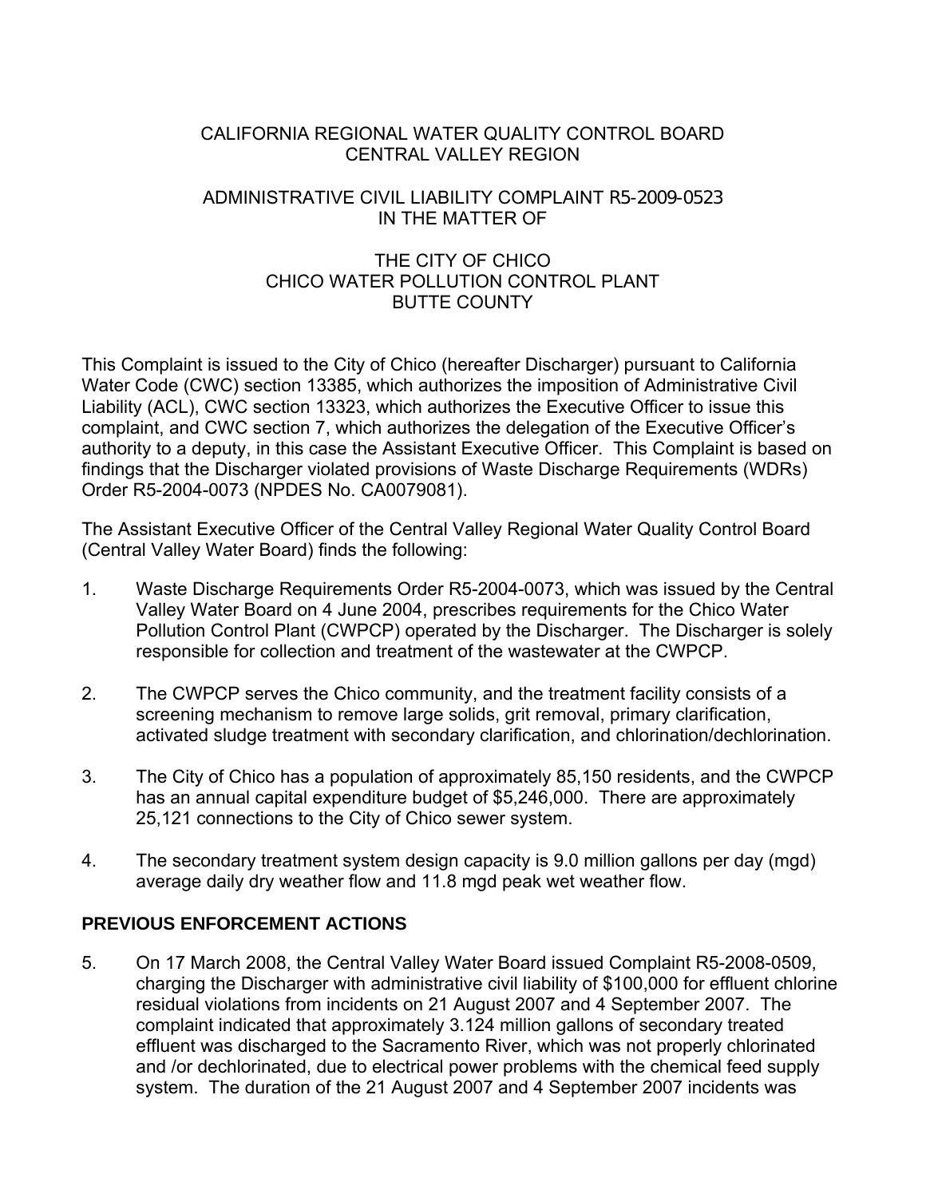CALIFORNIA REGIONAL WATER QUALITY CONTROL BOARD
CENTRAL VALLEY REGION

ADMINISTRATIVE CIVIL LIABILITY COMPLAINT R5-2009-0523
IN THE MATTER OF

THE CITY OF CHICO
CHICO WATER POLLUTION CONTROL PLANT
BUTTE COUNTY

This Complaint is issued to the City of Chico (hereafter Discharger) pursuant to California Water Code (CWC) section 13385, which authorizes the imposition of Administrative Civil Liability (ACL), CWC section 13323, which authorizes the Executive Officer to issue this complaint, and CWC section 7, which authorizes the delegation of the Executive Officer's authority to a deputy, in this case the Assistant Executive Officer. This Complaint is based on findings that the Discharger violated provisions of Waste Discharge Requirements (WDRs) Order R5-2004-0073 (NPDES No. CA0079081).

The Assistant Executive Officer of the Central Valley Regional Water Quality Control Board (Central Valley Water Board) finds the following:

1. Waste Discharge Requirements Order R5-2004-0073, which was issued by the Central Valley Water Board on 4 June 2004, prescribes requirements for the Chico Water Pollution Control Plant (CWPCP) operated by the Discharger. The Discharger is solely responsible for collection and treatment of the wastewater at the CWPCP.

2. The CWPCP serves the Chico community, and the treatment facility consists of a screening mechanism to remove large solids, grit removal, primary clarification, activated sludge treatment with secondary clarification, and chlorination/dechlorination.

3. The City of Chico has a population of approximately 85,150 residents, and the CWPCP has an annual capital expenditure budget of $5,246,000. There are approximately 25,121 connections to the City of Chico sewer system.

4. The secondary treatment system design capacity is 9.0 million gallons per day (mgd) average daily dry weather flow and 11.8 mgd peak wet weather flow.

**PREVIOUS ENFORCEMENT ACTIONS**

5. On 17 March 2008, the Central Valley Water Board issued Complaint R5-2008-0509, charging the Discharger with administrative civil liability of $100,000 for effluent chlorine residual violations from incidents on 21 August 2007 and 4 September 2007. The complaint indicated that approximately 3.124 million gallons of secondary treated effluent was discharged to the Sacramento River, which was not properly chlorinated and /or dechlorinated, due to electrical power problems with the chemical feed supply system. The duration of the 21 August 2007 and 4 September 2007 incidents was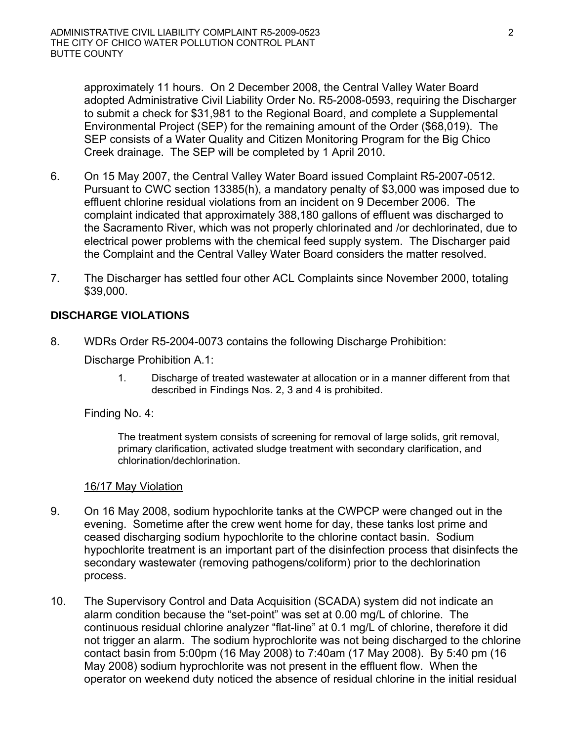approximately 11 hours. On 2 December 2008, the Central Valley Water Board adopted Administrative Civil Liability Order No. R5-2008-0593, requiring the Discharger to submit a check for $31,981 to the Regional Board, and complete a Supplemental Environmental Project (SEP) for the remaining amount of the Order ($68,019). The SEP consists of a Water Quality and Citizen Monitoring Program for the Big Chico Creek drainage. The SEP will be completed by 1 April 2010.

6. On 15 May 2007, the Central Valley Water Board issued Complaint R5-2007-0512. Pursuant to CWC section 13385(h), a mandatory penalty of $3,000 was imposed due to effluent chlorine residual violations from an incident on 9 December 2006. The complaint indicated that approximately 388,180 gallons of effluent was discharged to the Sacramento River, which was not properly chlorinated and /or dechlorinated, due to electrical power problems with the chemical feed supply system. The Discharger paid the Complaint and the Central Valley Water Board considers the matter resolved.

7. The Discharger has settled four other ACL Complaints since November 2000, totaling $39,000.

## DISCHARGE VIOLATIONS

8. WDRs Order R5-2004-0073 contains the following Discharge Prohibition:

   Discharge Prohibition A.1:

   1. Discharge of treated wastewater at allocation or in a manner different from that described in Findings Nos. 2, 3 and 4 is prohibited.

   Finding No. 4:

   > The treatment system consists of screening for removal of large solids, grit removal, primary clarification, activated sludge treatment with secondary clarification, and chlorination/dechlorination.

   16/17 May Violation

9. On 16 May 2008, sodium hypochlorite tanks at the CWPCP were changed out in the evening. Sometime after the crew went home for day, these tanks lost prime and ceased discharging sodium hypochlorite to the chlorine contact basin. Sodium hypochlorite treatment is an important part of the disinfection process that disinfects the secondary wastewater (removing pathogens/coliform) prior to the dechlorination process.

10. The Supervisory Control and Data Acquisition (SCADA) system did not indicate an alarm condition because the "set-point" was set at 0.00 mg/L of chlorine. The continuous residual chlorine analyzer "flat-line" at 0.1 mg/L of chlorine, therefore it did not trigger an alarm. The sodium hyprochlorite was not being discharged to the chlorine contact basin from 5:00pm (16 May 2008) to 7:40am (17 May 2008). By 5:40 pm (16 May 2008) sodium hyprochlorite was not present in the effluent flow. When the operator on weekend duty noticed the absence of residual chlorine in the initial residual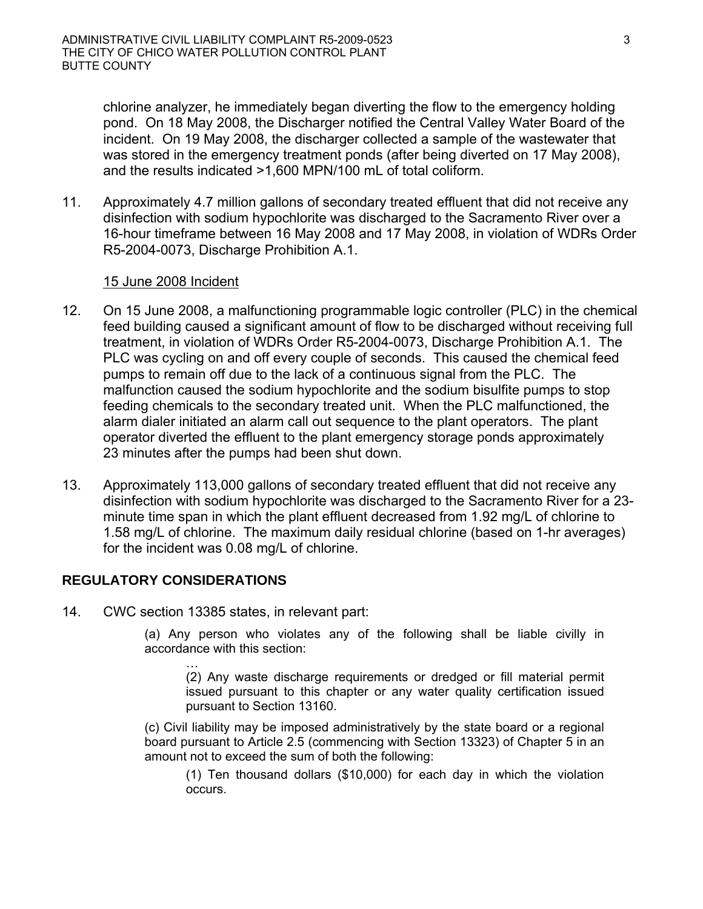chlorine analyzer, he immediately began diverting the flow to the emergency holding pond. On 18 May 2008, the Discharger notified the Central Valley Water Board of the incident. On 19 May 2008, the discharger collected a sample of the wastewater that was stored in the emergency treatment ponds (after being diverted on 17 May 2008), and the results indicated >1,600 MPN/100 mL of total coliform.

11. Approximately 4.7 million gallons of secondary treated effluent that did not receive any disinfection with sodium hypochlorite was discharged to the Sacramento River over a 16-hour timeframe between 16 May 2008 and 17 May 2008, in violation of WDRs Order R5-2004-0073, Discharge Prohibition A.1.

<u>15 June 2008 Incident</u>

12. On 15 June 2008, a malfunctioning programmable logic controller (PLC) in the chemical feed building caused a significant amount of flow to be discharged without receiving full treatment, in violation of WDRs Order R5-2004-0073, Discharge Prohibition A.1. The PLC was cycling on and off every couple of seconds. This caused the chemical feed pumps to remain off due to the lack of a continuous signal from the PLC. The malfunction caused the sodium hypochlorite and the sodium bisulfite pumps to stop feeding chemicals to the secondary treated unit. When the PLC malfunctioned, the alarm dialer initiated an alarm call out sequence to the plant operators. The plant operator diverted the effluent to the plant emergency storage ponds approximately 23 minutes after the pumps had been shut down.

13. Approximately 113,000 gallons of secondary treated effluent that did not receive any disinfection with sodium hypochlorite was discharged to the Sacramento River for a 23-minute time span in which the plant effluent decreased from 1.92 mg/L of chlorine to 1.58 mg/L of chlorine. The maximum daily residual chlorine (based on 1-hr averages) for the incident was 0.08 mg/L of chlorine.

## REGULATORY CONSIDERATIONS

14. CWC section 13385 states, in relevant part:

> (a) Any person who violates any of the following shall be liable civilly in accordance with this section:
>
> > …
> >
> > (2) Any waste discharge requirements or dredged or fill material permit issued pursuant to this chapter or any water quality certification issued pursuant to Section 13160.
>
> (c) Civil liability may be imposed administratively by the state board or a regional board pursuant to Article 2.5 (commencing with Section 13323) of Chapter 5 in an amount not to exceed the sum of both the following:
>
> > (1) Ten thousand dollars ($10,000) for each day in which the violation occurs.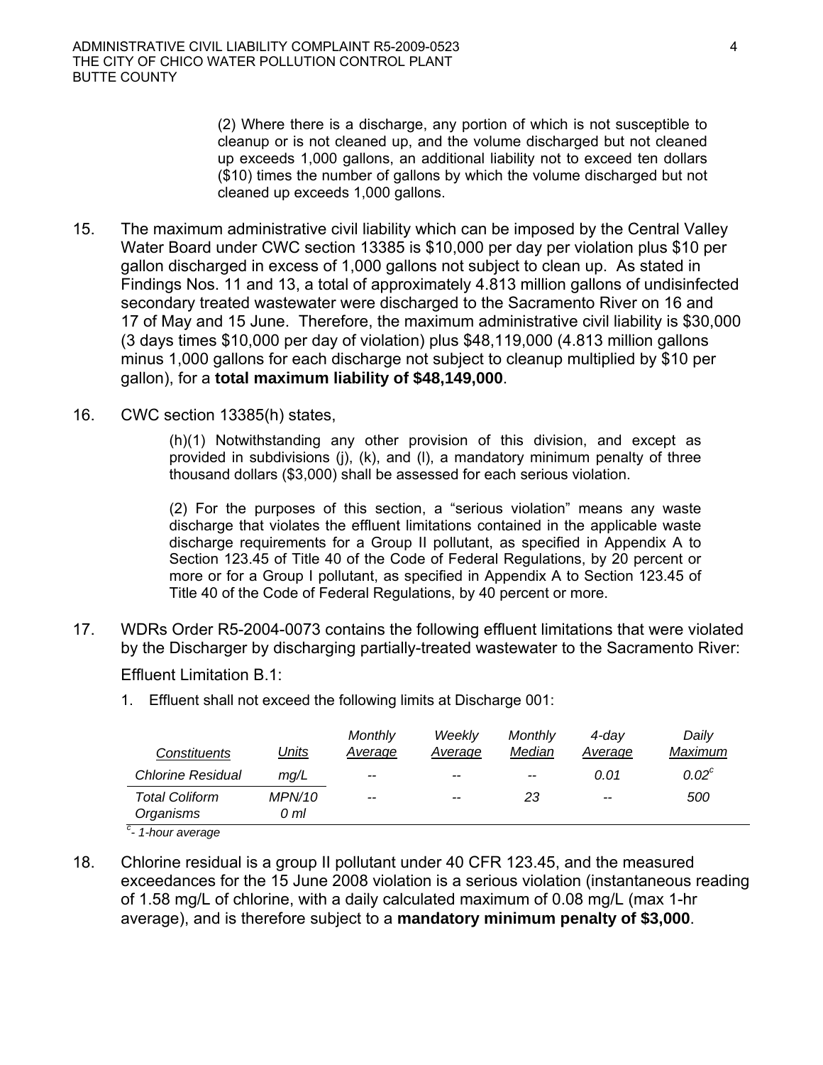(2) Where there is a discharge, any portion of which is not susceptible to cleanup or is not cleaned up, and the volume discharged but not cleaned up exceeds 1,000 gallons, an additional liability not to exceed ten dollars ($10) times the number of gallons by which the volume discharged but not cleaned up exceeds 1,000 gallons.

15. The maximum administrative civil liability which can be imposed by the Central Valley Water Board under CWC section 13385 is $10,000 per day per violation plus $10 per gallon discharged in excess of 1,000 gallons not subject to clean up. As stated in Findings Nos. 11 and 13, a total of approximately 4.813 million gallons of undisinfected secondary treated wastewater were discharged to the Sacramento River on 16 and 17 of May and 15 June. Therefore, the maximum administrative civil liability is $30,000 (3 days times $10,000 per day of violation) plus $48,119,000 (4.813 million gallons minus 1,000 gallons for each discharge not subject to cleanup multiplied by $10 per gallon), for a **total maximum liability of $48,149,000**.

16. CWC section 13385(h) states,

    (h)(1) Notwithstanding any other provision of this division, and except as provided in subdivisions (j), (k), and (l), a mandatory minimum penalty of three thousand dollars ($3,000) shall be assessed for each serious violation.

    (2) For the purposes of this section, a "serious violation" means any waste discharge that violates the effluent limitations contained in the applicable waste discharge requirements for a Group II pollutant, as specified in Appendix A to Section 123.45 of Title 40 of the Code of Federal Regulations, by 20 percent or more or for a Group I pollutant, as specified in Appendix A to Section 123.45 of Title 40 of the Code of Federal Regulations, by 40 percent or more.

17. WDRs Order R5-2004-0073 contains the following effluent limitations that were violated by the Discharger by discharging partially-treated wastewater to the Sacramento River:

    Effluent Limitation B.1:

    1. Effluent shall not exceed the following limits at Discharge 001:

| *Constituents* | *Units* | *Monthly Average* | *Weekly Average* | *Monthly Median* | *4-day Average* | *Daily Maximum* |
|---|---|---|---|---|---|---|
| *Chlorine Residual* | *mg/L* | -- | -- | -- | *0.01* | *0.02*[c] |
| *Total Coliform Organisms* | *MPN/100 ml* | -- | -- | *23* | -- | *500* |

[c] *- 1-hour average*

18. Chlorine residual is a group II pollutant under 40 CFR 123.45, and the measured exceedances for the 15 June 2008 violation is a serious violation (instantaneous reading of 1.58 mg/L of chlorine, with a daily calculated maximum of 0.08 mg/L (max 1-hr average), and is therefore subject to a **mandatory minimum penalty of $3,000**.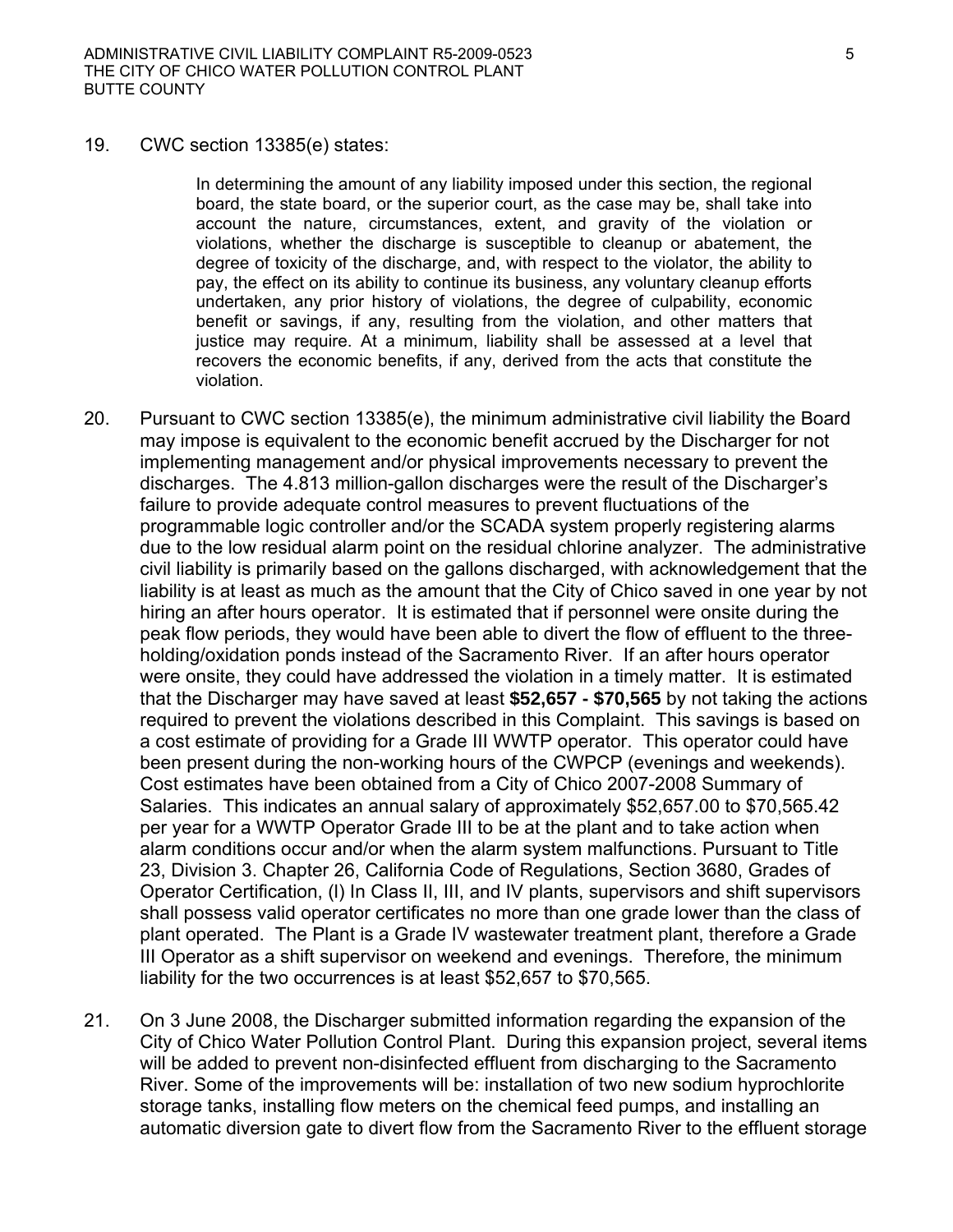19. CWC section 13385(e) states:

> In determining the amount of any liability imposed under this section, the regional board, the state board, or the superior court, as the case may be, shall take into account the nature, circumstances, extent, and gravity of the violation or violations, whether the discharge is susceptible to cleanup or abatement, the degree of toxicity of the discharge, and, with respect to the violator, the ability to pay, the effect on its ability to continue its business, any voluntary cleanup efforts undertaken, any prior history of violations, the degree of culpability, economic benefit or savings, if any, resulting from the violation, and other matters that justice may require. At a minimum, liability shall be assessed at a level that recovers the economic benefits, if any, derived from the acts that constitute the violation.

20. Pursuant to CWC section 13385(e), the minimum administrative civil liability the Board may impose is equivalent to the economic benefit accrued by the Discharger for not implementing management and/or physical improvements necessary to prevent the discharges. The 4.813 million-gallon discharges were the result of the Discharger's failure to provide adequate control measures to prevent fluctuations of the programmable logic controller and/or the SCADA system properly registering alarms due to the low residual alarm point on the residual chlorine analyzer. The administrative civil liability is primarily based on the gallons discharged, with acknowledgement that the liability is at least as much as the amount that the City of Chico saved in one year by not hiring an after hours operator. It is estimated that if personnel were onsite during the peak flow periods, they would have been able to divert the flow of effluent to the three-holding/oxidation ponds instead of the Sacramento River. If an after hours operator were onsite, they could have addressed the violation in a timely matter. It is estimated that the Discharger may have saved at least **$52,657 - $70,565** by not taking the actions required to prevent the violations described in this Complaint. This savings is based on a cost estimate of providing for a Grade III WWTP operator. This operator could have been present during the non-working hours of the CWPCP (evenings and weekends). Cost estimates have been obtained from a City of Chico 2007-2008 Summary of Salaries. This indicates an annual salary of approximately $52,657.00 to $70,565.42 per year for a WWTP Operator Grade III to be at the plant and to take action when alarm conditions occur and/or when the alarm system malfunctions. Pursuant to Title 23, Division 3. Chapter 26, California Code of Regulations, Section 3680, Grades of Operator Certification, (l) In Class II, III, and IV plants, supervisors and shift supervisors shall possess valid operator certificates no more than one grade lower than the class of plant operated. The Plant is a Grade IV wastewater treatment plant, therefore a Grade III Operator as a shift supervisor on weekend and evenings. Therefore, the minimum liability for the two occurrences is at least $52,657 to $70,565.

21. On 3 June 2008, the Discharger submitted information regarding the expansion of the City of Chico Water Pollution Control Plant. During this expansion project, several items will be added to prevent non-disinfected effluent from discharging to the Sacramento River. Some of the improvements will be: installation of two new sodium hyprochlorite storage tanks, installing flow meters on the chemical feed pumps, and installing an automatic diversion gate to divert flow from the Sacramento River to the effluent storage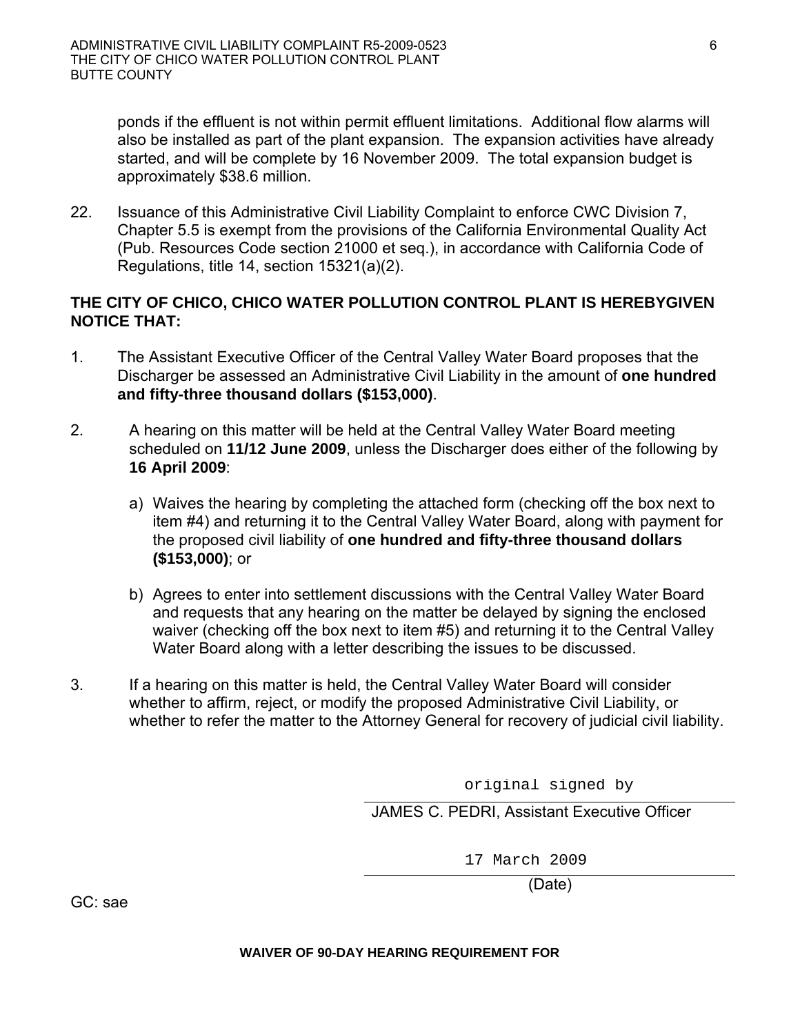ponds if the effluent is not within permit effluent limitations. Additional flow alarms will also be installed as part of the plant expansion. The expansion activities have already started, and will be complete by 16 November 2009. The total expansion budget is approximately $38.6 million.

22. Issuance of this Administrative Civil Liability Complaint to enforce CWC Division 7, Chapter 5.5 is exempt from the provisions of the California Environmental Quality Act (Pub. Resources Code section 21000 et seq.), in accordance with California Code of Regulations, title 14, section 15321(a)(2).

**THE CITY OF CHICO, CHICO WATER POLLUTION CONTROL PLANT IS HEREBYGIVEN NOTICE THAT:**

1. The Assistant Executive Officer of the Central Valley Water Board proposes that the Discharger be assessed an Administrative Civil Liability in the amount of **one hundred and fifty-three thousand dollars ($153,000)**.

2. A hearing on this matter will be held at the Central Valley Water Board meeting scheduled on **11/12 June 2009**, unless the Discharger does either of the following by **16 April 2009**:

   a) Waives the hearing by completing the attached form (checking off the box next to item #4) and returning it to the Central Valley Water Board, along with payment for the proposed civil liability of **one hundred and fifty-three thousand dollars ($153,000)**; or

   b) Agrees to enter into settlement discussions with the Central Valley Water Board and requests that any hearing on the matter be delayed by signing the enclosed waiver (checking off the box next to item #5) and returning it to the Central Valley Water Board along with a letter describing the issues to be discussed.

3. If a hearing on this matter is held, the Central Valley Water Board will consider whether to affirm, reject, or modify the proposed Administrative Civil Liability, or whether to refer the matter to the Attorney General for recovery of judicial civil liability.

original signed by

JAMES C. PEDRI, Assistant Executive Officer

17 March 2009

(Date)

GC: sae

**WAIVER OF 90-DAY HEARING REQUIREMENT FOR**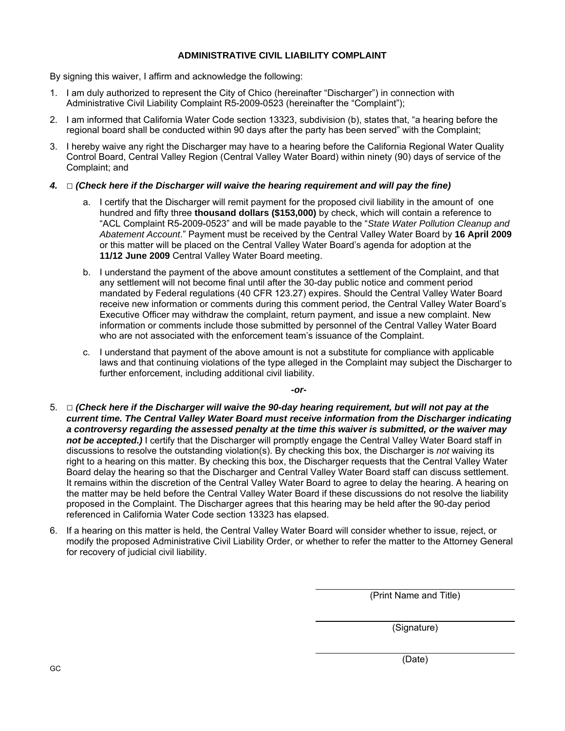**ADMINISTRATIVE CIVIL LIABILITY COMPLAINT**

By signing this waiver, I affirm and acknowledge the following:

1. I am duly authorized to represent the City of Chico (hereinafter "Discharger") in connection with Administrative Civil Liability Complaint R5-2009-0523 (hereinafter the "Complaint");
2. I am informed that California Water Code section 13323, subdivision (b), states that, "a hearing before the regional board shall be conducted within 90 days after the party has been served" with the Complaint;
3. I hereby waive any right the Discharger may have to a hearing before the California Regional Water Quality Control Board, Central Valley Region (Central Valley Water Board) within ninety (90) days of service of the Complaint; and

***4.*** □ ***(Check here if the Discharger will waive the hearing requirement and will pay the fine)***

   a. I certify that the Discharger will remit payment for the proposed civil liability in the amount of one hundred and fifty three **thousand dollars ($153,000)** by check, which will contain a reference to "ACL Complaint R5-2009-0523" and will be made payable to the "*State Water Pollution Cleanup and Abatement Account*." Payment must be received by the Central Valley Water Board by **16 April 2009** or this matter will be placed on the Central Valley Water Board's agenda for adoption at the **11/12 June 2009** Central Valley Water Board meeting.

   b. I understand the payment of the above amount constitutes a settlement of the Complaint, and that any settlement will not become final until after the 30-day public notice and comment period mandated by Federal regulations (40 CFR 123.27) expires. Should the Central Valley Water Board receive new information or comments during this comment period, the Central Valley Water Board's Executive Officer may withdraw the complaint, return payment, and issue a new complaint. New information or comments include those submitted by personnel of the Central Valley Water Board who are not associated with the enforcement team's issuance of the Complaint.

   c. I understand that payment of the above amount is not a substitute for compliance with applicable laws and that continuing violations of the type alleged in the Complaint may subject the Discharger to further enforcement, including additional civil liability.

***-or-***

5. □ ***(Check here if the Discharger will waive the 90-day hearing requirement, but will not pay at the current time. The Central Valley Water Board must receive information from the Discharger indicating a controversy regarding the assessed penalty at the time this waiver is submitted, or the waiver may not be accepted.)*** I certify that the Discharger will promptly engage the Central Valley Water Board staff in discussions to resolve the outstanding violation(s). By checking this box, the Discharger is *not* waiving its right to a hearing on this matter. By checking this box, the Discharger requests that the Central Valley Water Board delay the hearing so that the Discharger and Central Valley Water Board staff can discuss settlement. It remains within the discretion of the Central Valley Water Board to agree to delay the hearing. A hearing on the matter may be held before the Central Valley Water Board if these discussions do not resolve the liability proposed in the Complaint. The Discharger agrees that this hearing may be held after the 90-day period referenced in California Water Code section 13323 has elapsed.

6. If a hearing on this matter is held, the Central Valley Water Board will consider whether to issue, reject, or modify the proposed Administrative Civil Liability Order, or whether to refer the matter to the Attorney General for recovery of judicial civil liability.

\_\_\_\_\_\_\_\_\_\_\_\_\_\_\_\_\_\_\_\_\_\_\_\_\_\_\_\_\_\_\_\_\_\_\_\_
(Print Name and Title)

\_\_\_\_\_\_\_\_\_\_\_\_\_\_\_\_\_\_\_\_\_\_\_\_\_\_\_\_\_\_\_\_\_\_\_\_
(Signature)

\_\_\_\_\_\_\_\_\_\_\_\_\_\_\_\_\_\_\_\_\_\_\_\_\_\_\_\_\_\_\_\_\_\_\_\_
(Date)

GC